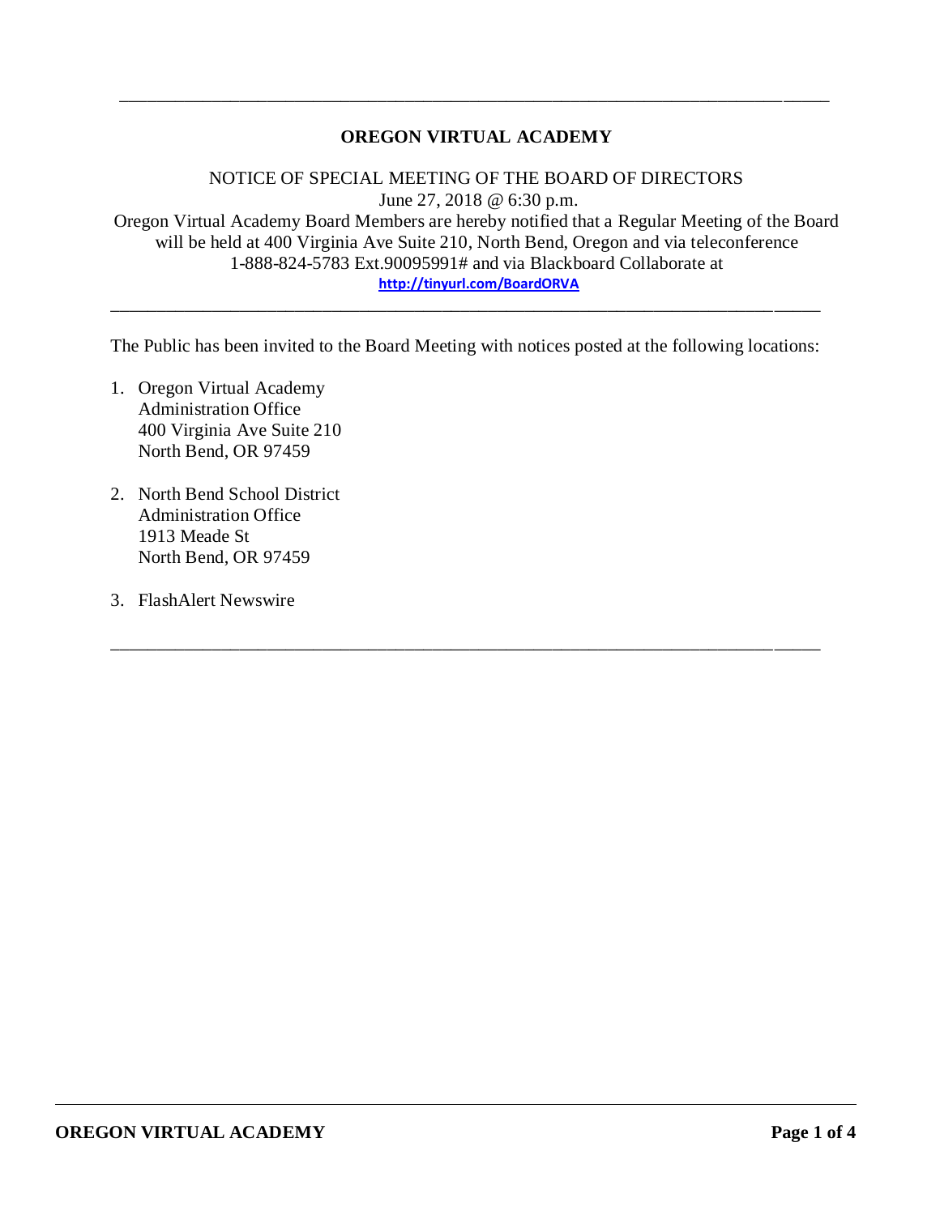# OREGON VIRTUAL ACADEMY

NOTICE OF SPECIAL MEETING OF THE BOARD OF DIRECTORS
June 27, 2018 @ 6:30 p.m.
Oregon Virtual Academy Board Members are hereby notified that a Regular Meeting of the Board will be held at 400 Virginia Ave Suite 210, North Bend, Oregon and via teleconference 1-888-824-5783 Ext.90095991# and via Blackboard Collaborate at
http://tinyurl.com/BoardORVA

---

The Public has been invited to the Board Meeting with notices posted at the following locations:

1. Oregon Virtual Academy
   Administration Office
   400 Virginia Ave Suite 210
   North Bend, OR 97459

2. North Bend School District
   Administration Office
   1913 Meade St
   North Bend, OR 97459

3. FlashAlert Newswire

---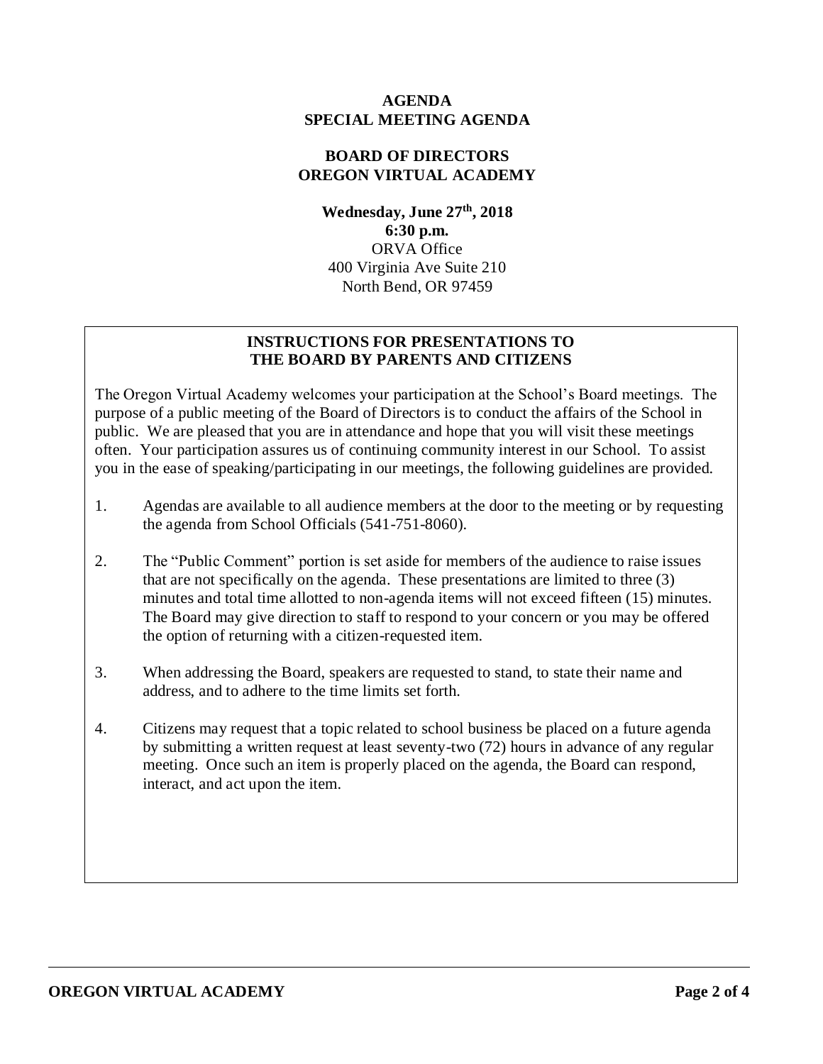**AGENDA**
**SPECIAL MEETING AGENDA**

**BOARD OF DIRECTORS**
**OREGON VIRTUAL ACADEMY**

**Wednesday, June 27th, 2018**
**6:30 p.m.**
ORVA Office
400 Virginia Ave Suite 210
North Bend, OR 97459

**INSTRUCTIONS FOR PRESENTATIONS TO THE BOARD BY PARENTS AND CITIZENS**

The Oregon Virtual Academy welcomes your participation at the School's Board meetings. The purpose of a public meeting of the Board of Directors is to conduct the affairs of the School in public. We are pleased that you are in attendance and hope that you will visit these meetings often. Your participation assures us of continuing community interest in our School. To assist you in the ease of speaking/participating in our meetings, the following guidelines are provided.

1. Agendas are available to all audience members at the door to the meeting or by requesting the agenda from School Officials (541-751-8060).

2. The "Public Comment" portion is set aside for members of the audience to raise issues that are not specifically on the agenda. These presentations are limited to three (3) minutes and total time allotted to non-agenda items will not exceed fifteen (15) minutes. The Board may give direction to staff to respond to your concern or you may be offered the option of returning with a citizen-requested item.

3. When addressing the Board, speakers are requested to stand, to state their name and address, and to adhere to the time limits set forth.

4. Citizens may request that a topic related to school business be placed on a future agenda by submitting a written request at least seventy-two (72) hours in advance of any regular meeting. Once such an item is properly placed on the agenda, the Board can respond, interact, and act upon the item.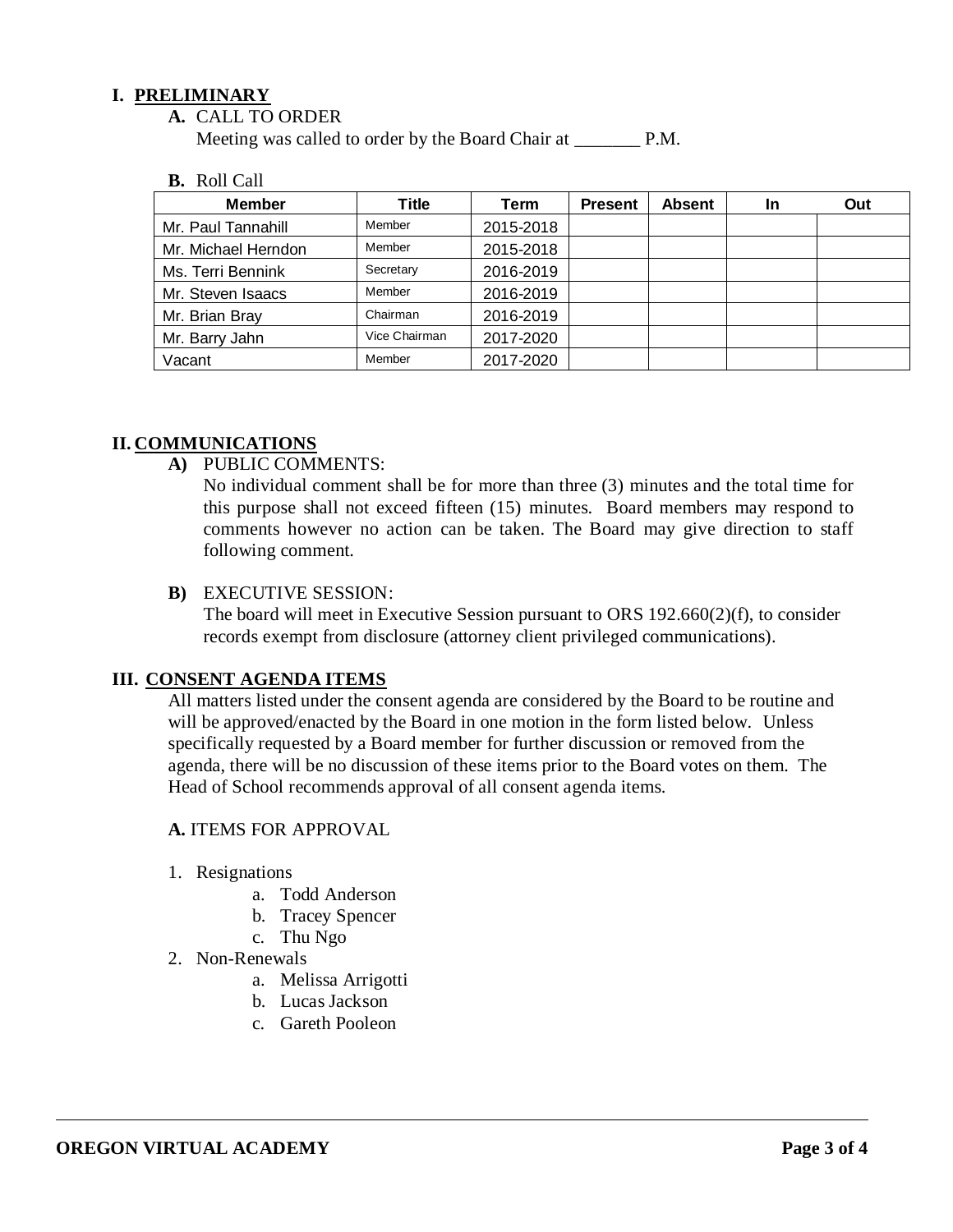## I. PRELIMINARY

**A.** CALL TO ORDER

Meeting was called to order by the Board Chair at _______ P.M.

**B.** Roll Call

| Member | Title | Term | Present | Absent | In | Out |
|---|---|---|---|---|---|---|
| Mr. Paul Tannahill | Member | 2015-2018 | | | | |
| Mr. Michael Herndon | Member | 2015-2018 | | | | |
| Ms. Terri Bennink | Secretary | 2016-2019 | | | | |
| Mr. Steven Isaacs | Member | 2016-2019 | | | | |
| Mr. Brian Bray | Chairman | 2016-2019 | | | | |
| Mr. Barry Jahn | Vice Chairman | 2017-2020 | | | | |
| Vacant | Member | 2017-2020 | | | | |

## II. COMMUNICATIONS

**A)** PUBLIC COMMENTS:

No individual comment shall be for more than three (3) minutes and the total time for this purpose shall not exceed fifteen (15) minutes. Board members may respond to comments however no action can be taken. The Board may give direction to staff following comment.

**B)** EXECUTIVE SESSION:

The board will meet in Executive Session pursuant to ORS 192.660(2)(f), to consider records exempt from disclosure (attorney client privileged communications).

## III. CONSENT AGENDA ITEMS

All matters listed under the consent agenda are considered by the Board to be routine and will be approved/enacted by the Board in one motion in the form listed below. Unless specifically requested by a Board member for further discussion or removed from the agenda, there will be no discussion of these items prior to the Board votes on them. The Head of School recommends approval of all consent agenda items.

**A.** ITEMS FOR APPROVAL

1. Resignations
   a. Todd Anderson
   b. Tracey Spencer
   c. Thu Ngo
2. Non-Renewals
   a. Melissa Arrigotti
   b. Lucas Jackson
   c. Gareth Pooleon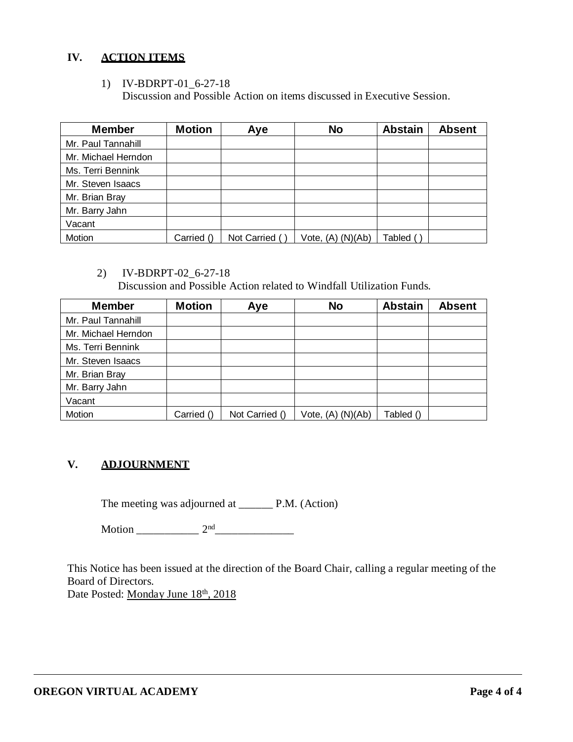## IV. ACTION ITEMS

1) IV-BDRPT-01_6-27-18
   Discussion and Possible Action on items discussed in Executive Session.

| Member | Motion | Aye | No | Abstain | Absent |
|---|---|---|---|---|---|
| Mr. Paul Tannahill | | | | | |
| Mr. Michael Herndon | | | | | |
| Ms. Terri Bennink | | | | | |
| Mr. Steven Isaacs | | | | | |
| Mr. Brian Bray | | | | | |
| Mr. Barry Jahn | | | | | |
| Vacant | | | | | |
| Motion | Carried () | Not Carried ( ) | Vote, (A) (N)(Ab) | Tabled ( ) | |

2) IV-BDRPT-02_6-27-18
   Discussion and Possible Action related to Windfall Utilization Funds.

| Member | Motion | Aye | No | Abstain | Absent |
|---|---|---|---|---|---|
| Mr. Paul Tannahill | | | | | |
| Mr. Michael Herndon | | | | | |
| Ms. Terri Bennink | | | | | |
| Mr. Steven Isaacs | | | | | |
| Mr. Brian Bray | | | | | |
| Mr. Barry Jahn | | | | | |
| Vacant | | | | | |
| Motion | Carried () | Not Carried () | Vote, (A) (N)(Ab) | Tabled () | |

## V. ADJOURNMENT

The meeting was adjourned at ______ P.M. (Action)

Motion ___________ 2nd______________

This Notice has been issued at the direction of the Board Chair, calling a regular meeting of the Board of Directors.
Date Posted: Monday June 18th, 2018